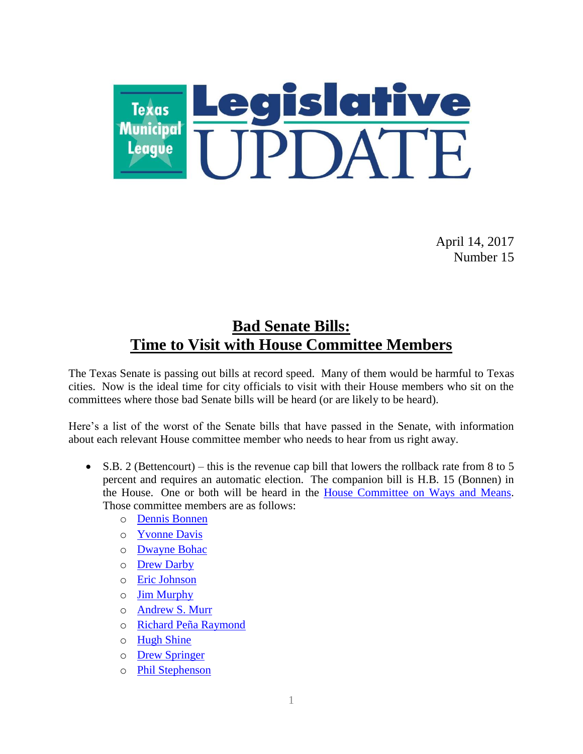# Texas Municipal League Legislative UPDATE

April 14, 2017
Number 15

## Bad Senate Bills: Time to Visit with House Committee Members

The Texas Senate is passing out bills at record speed. Many of them would be harmful to Texas cities. Now is the ideal time for city officials to visit with their House members who sit on the committees where those bad Senate bills will be heard (or are likely to be heard).

Here's a list of the worst of the Senate bills that have passed in the Senate, with information about each relevant House committee member who needs to hear from us right away.

- S.B. 2 (Bettencourt) – this is the revenue cap bill that lowers the rollback rate from 8 to 5 percent and requires an automatic election. The companion bill is H.B. 15 (Bonnen) in the House. One or both will be heard in the House Committee on Ways and Means. Those committee members are as follows:
  - Dennis Bonnen
  - Yvonne Davis
  - Dwayne Bohac
  - Drew Darby
  - Eric Johnson
  - Jim Murphy
  - Andrew S. Murr
  - Richard Peña Raymond
  - Hugh Shine
  - Drew Springer
  - Phil Stephenson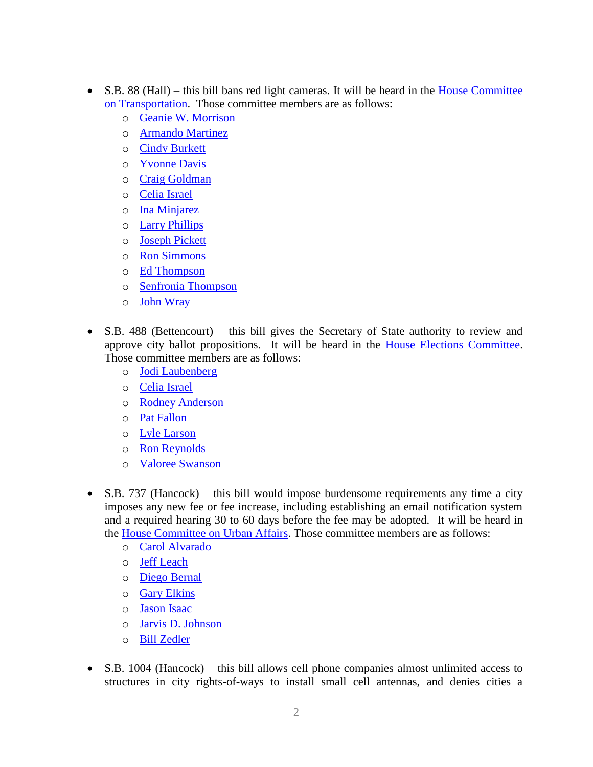- S.B. 88 (Hall) – this bill bans red light cameras. It will be heard in the House Committee on Transportation. Those committee members are as follows:
  - Geanie W. Morrison
  - Armando Martinez
  - Cindy Burkett
  - Yvonne Davis
  - Craig Goldman
  - Celia Israel
  - Ina Minjarez
  - Larry Phillips
  - Joseph Pickett
  - Ron Simmons
  - Ed Thompson
  - Senfronia Thompson
  - John Wray

- S.B. 488 (Bettencourt) – this bill gives the Secretary of State authority to review and approve city ballot propositions. It will be heard in the House Elections Committee. Those committee members are as follows:
  - Jodi Laubenberg
  - Celia Israel
  - Rodney Anderson
  - Pat Fallon
  - Lyle Larson
  - Ron Reynolds
  - Valoree Swanson

- S.B. 737 (Hancock) – this bill would impose burdensome requirements any time a city imposes any new fee or fee increase, including establishing an email notification system and a required hearing 30 to 60 days before the fee may be adopted. It will be heard in the House Committee on Urban Affairs. Those committee members are as follows:
  - Carol Alvarado
  - Jeff Leach
  - Diego Bernal
  - Gary Elkins
  - Jason Isaac
  - Jarvis D. Johnson
  - Bill Zedler

- S.B. 1004 (Hancock) – this bill allows cell phone companies almost unlimited access to structures in city rights-of-ways to install small cell antennas, and denies cities a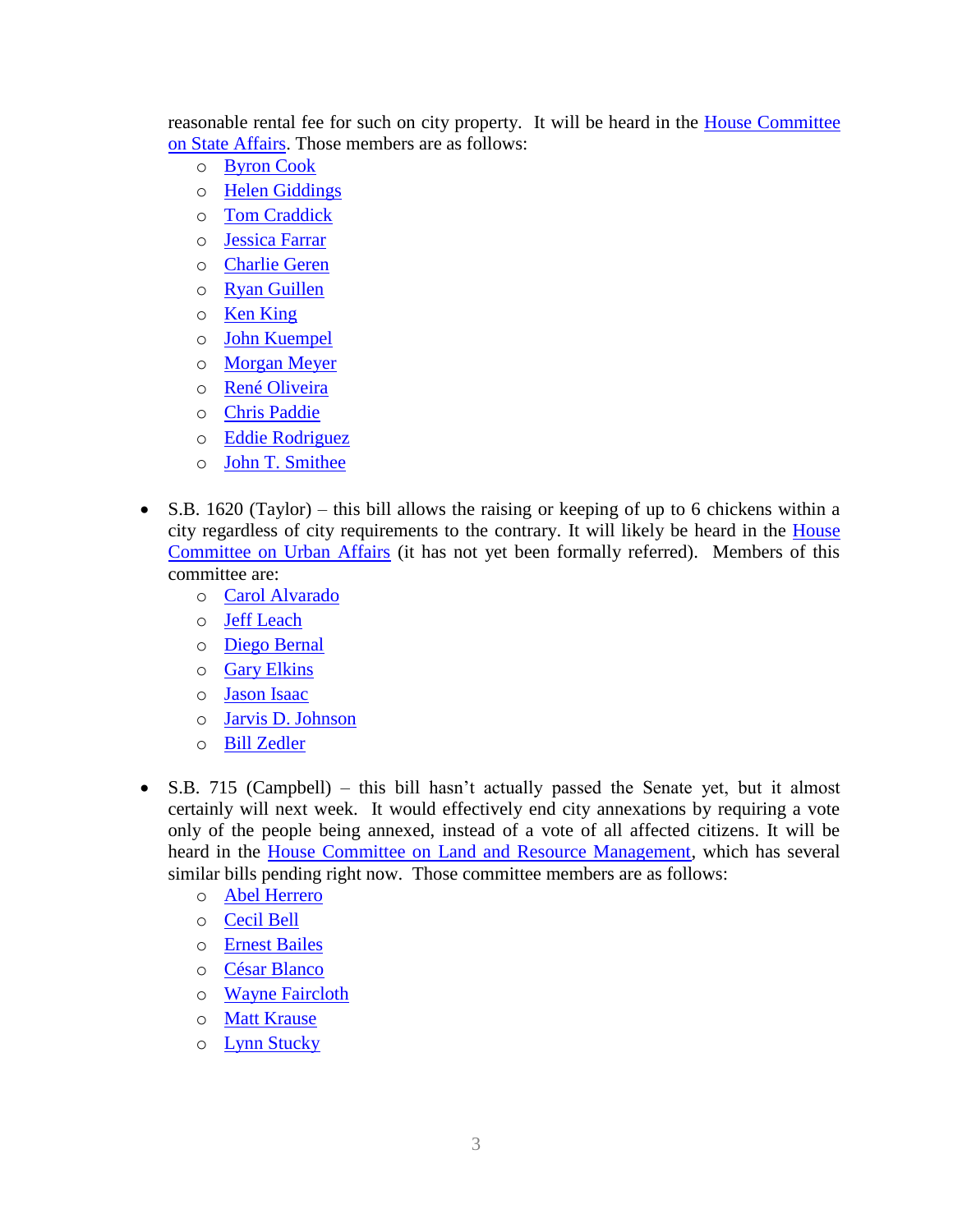reasonable rental fee for such on city property. It will be heard in the House Committee on State Affairs. Those members are as follows:

- Byron Cook
- Helen Giddings
- Tom Craddick
- Jessica Farrar
- Charlie Geren
- Ryan Guillen
- Ken King
- John Kuempel
- Morgan Meyer
- René Oliveira
- Chris Paddie
- Eddie Rodriguez
- John T. Smithee

- S.B. 1620 (Taylor) – this bill allows the raising or keeping of up to 6 chickens within a city regardless of city requirements to the contrary. It will likely be heard in the House Committee on Urban Affairs (it has not yet been formally referred). Members of this committee are:
  - Carol Alvarado
  - Jeff Leach
  - Diego Bernal
  - Gary Elkins
  - Jason Isaac
  - Jarvis D. Johnson
  - Bill Zedler

- S.B. 715 (Campbell) – this bill hasn't actually passed the Senate yet, but it almost certainly will next week. It would effectively end city annexations by requiring a vote only of the people being annexed, instead of a vote of all affected citizens. It will be heard in the House Committee on Land and Resource Management, which has several similar bills pending right now. Those committee members are as follows:
  - Abel Herrero
  - Cecil Bell
  - Ernest Bailes
  - César Blanco
  - Wayne Faircloth
  - Matt Krause
  - Lynn Stucky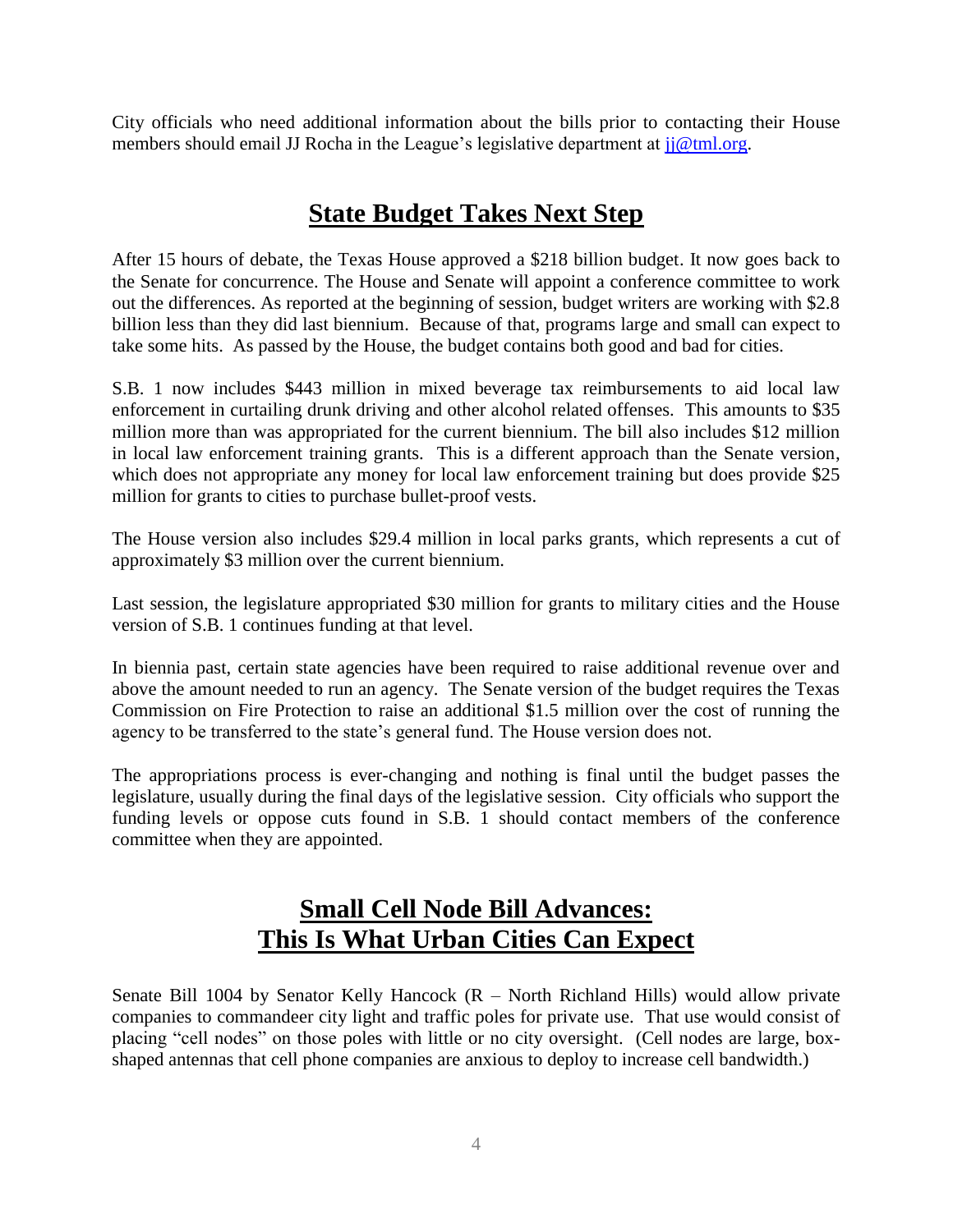City officials who need additional information about the bills prior to contacting their House members should email JJ Rocha in the League's legislative department at [jj@tml.org](mailto:jj@tml.org).

## State Budget Takes Next Step

After 15 hours of debate, the Texas House approved a $218 billion budget. It now goes back to the Senate for concurrence. The House and Senate will appoint a conference committee to work out the differences. As reported at the beginning of session, budget writers are working with $2.8 billion less than they did last biennium. Because of that, programs large and small can expect to take some hits. As passed by the House, the budget contains both good and bad for cities.

S.B. 1 now includes $443 million in mixed beverage tax reimbursements to aid local law enforcement in curtailing drunk driving and other alcohol related offenses. This amounts to $35 million more than was appropriated for the current biennium. The bill also includes $12 million in local law enforcement training grants. This is a different approach than the Senate version, which does not appropriate any money for local law enforcement training but does provide $25 million for grants to cities to purchase bullet-proof vests.

The House version also includes $29.4 million in local parks grants, which represents a cut of approximately $3 million over the current biennium.

Last session, the legislature appropriated $30 million for grants to military cities and the House version of S.B. 1 continues funding at that level.

In biennia past, certain state agencies have been required to raise additional revenue over and above the amount needed to run an agency. The Senate version of the budget requires the Texas Commission on Fire Protection to raise an additional $1.5 million over the cost of running the agency to be transferred to the state's general fund. The House version does not.

The appropriations process is ever-changing and nothing is final until the budget passes the legislature, usually during the final days of the legislative session. City officials who support the funding levels or oppose cuts found in S.B. 1 should contact members of the conference committee when they are appointed.

## Small Cell Node Bill Advances: This Is What Urban Cities Can Expect

Senate Bill 1004 by Senator Kelly Hancock (R – North Richland Hills) would allow private companies to commandeer city light and traffic poles for private use. That use would consist of placing "cell nodes" on those poles with little or no city oversight. (Cell nodes are large, box-shaped antennas that cell phone companies are anxious to deploy to increase cell bandwidth.)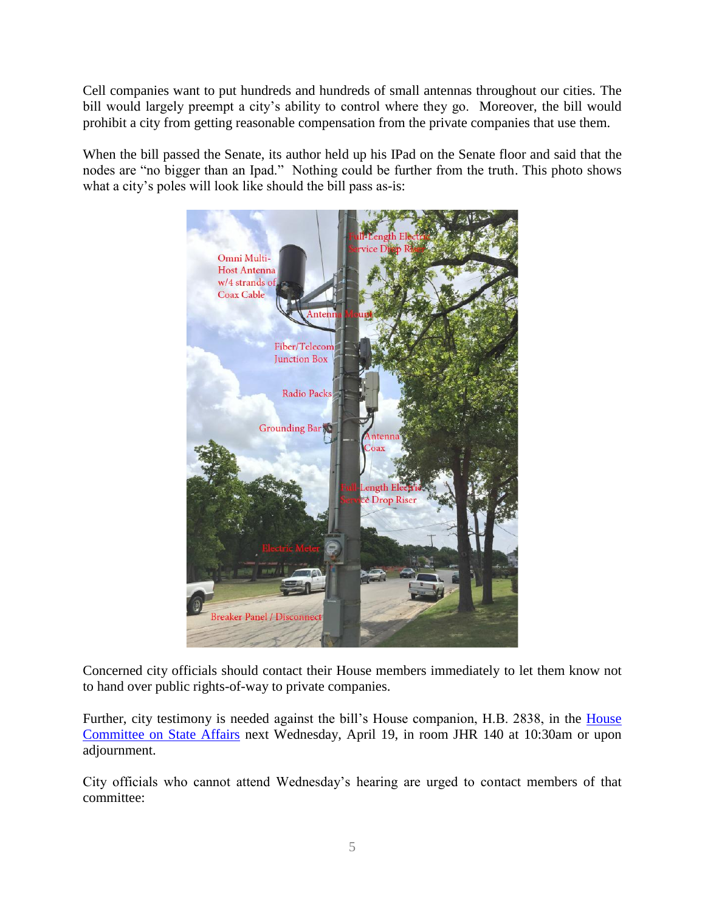Cell companies want to put hundreds and hundreds of small antennas throughout our cities. The bill would largely preempt a city's ability to control where they go. Moreover, the bill would prohibit a city from getting reasonable compensation from the private companies that use them.

When the bill passed the Senate, its author held up his IPad on the Senate floor and said that the nodes are "no bigger than an Ipad." Nothing could be further from the truth. This photo shows what a city's poles will look like should the bill pass as-is:

Concerned city officials should contact their House members immediately to let them know not to hand over public rights-of-way to private companies.

Further, city testimony is needed against the bill's House companion, H.B. 2838, in the House Committee on State Affairs next Wednesday, April 19, in room JHR 140 at 10:30am or upon adjournment.

City officials who cannot attend Wednesday's hearing are urged to contact members of that committee: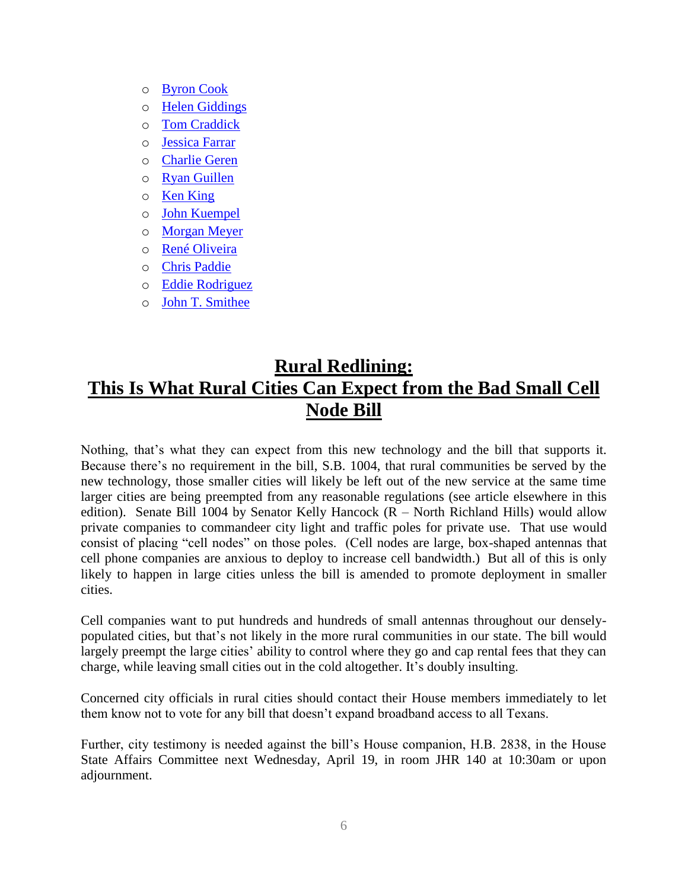- Byron Cook
- Helen Giddings
- Tom Craddick
- Jessica Farrar
- Charlie Geren
- Ryan Guillen
- Ken King
- John Kuempel
- Morgan Meyer
- René Oliveira
- Chris Paddie
- Eddie Rodriguez
- John T. Smithee

## **Rural Redlining: This Is What Rural Cities Can Expect from the Bad Small Cell Node Bill**

Nothing, that's what they can expect from this new technology and the bill that supports it. Because there's no requirement in the bill, S.B. 1004, that rural communities be served by the new technology, those smaller cities will likely be left out of the new service at the same time larger cities are being preempted from any reasonable regulations (see article elsewhere in this edition). Senate Bill 1004 by Senator Kelly Hancock (R – North Richland Hills) would allow private companies to commandeer city light and traffic poles for private use. That use would consist of placing "cell nodes" on those poles. (Cell nodes are large, box-shaped antennas that cell phone companies are anxious to deploy to increase cell bandwidth.) But all of this is only likely to happen in large cities unless the bill is amended to promote deployment in smaller cities.

Cell companies want to put hundreds and hundreds of small antennas throughout our densely-populated cities, but that's not likely in the more rural communities in our state. The bill would largely preempt the large cities' ability to control where they go and cap rental fees that they can charge, while leaving small cities out in the cold altogether. It's doubly insulting.

Concerned city officials in rural cities should contact their House members immediately to let them know not to vote for any bill that doesn't expand broadband access to all Texans.

Further, city testimony is needed against the bill's House companion, H.B. 2838, in the House State Affairs Committee next Wednesday, April 19, in room JHR 140 at 10:30am or upon adjournment.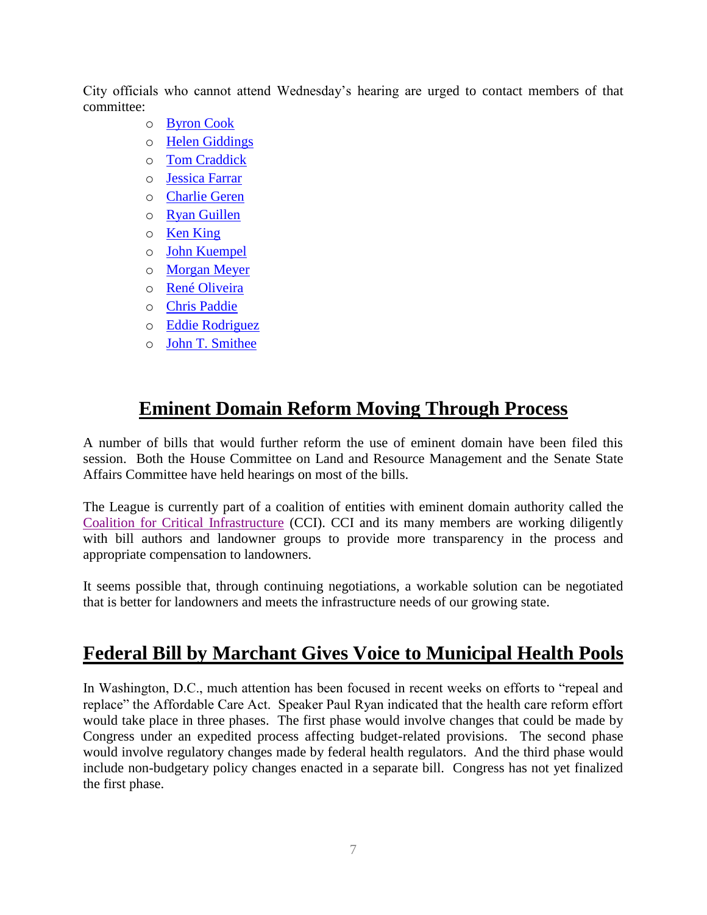City officials who cannot attend Wednesday's hearing are urged to contact members of that committee:

- Byron Cook
- Helen Giddings
- Tom Craddick
- Jessica Farrar
- Charlie Geren
- Ryan Guillen
- Ken King
- John Kuempel
- Morgan Meyer
- René Oliveira
- Chris Paddie
- Eddie Rodriguez
- John T. Smithee

## Eminent Domain Reform Moving Through Process

A number of bills that would further reform the use of eminent domain have been filed this session. Both the House Committee on Land and Resource Management and the Senate State Affairs Committee have held hearings on most of the bills.

The League is currently part of a coalition of entities with eminent domain authority called the Coalition for Critical Infrastructure (CCI). CCI and its many members are working diligently with bill authors and landowner groups to provide more transparency in the process and appropriate compensation to landowners.

It seems possible that, through continuing negotiations, a workable solution can be negotiated that is better for landowners and meets the infrastructure needs of our growing state.

## Federal Bill by Marchant Gives Voice to Municipal Health Pools

In Washington, D.C., much attention has been focused in recent weeks on efforts to "repeal and replace" the Affordable Care Act. Speaker Paul Ryan indicated that the health care reform effort would take place in three phases. The first phase would involve changes that could be made by Congress under an expedited process affecting budget-related provisions. The second phase would involve regulatory changes made by federal health regulators. And the third phase would include non-budgetary policy changes enacted in a separate bill. Congress has not yet finalized the first phase.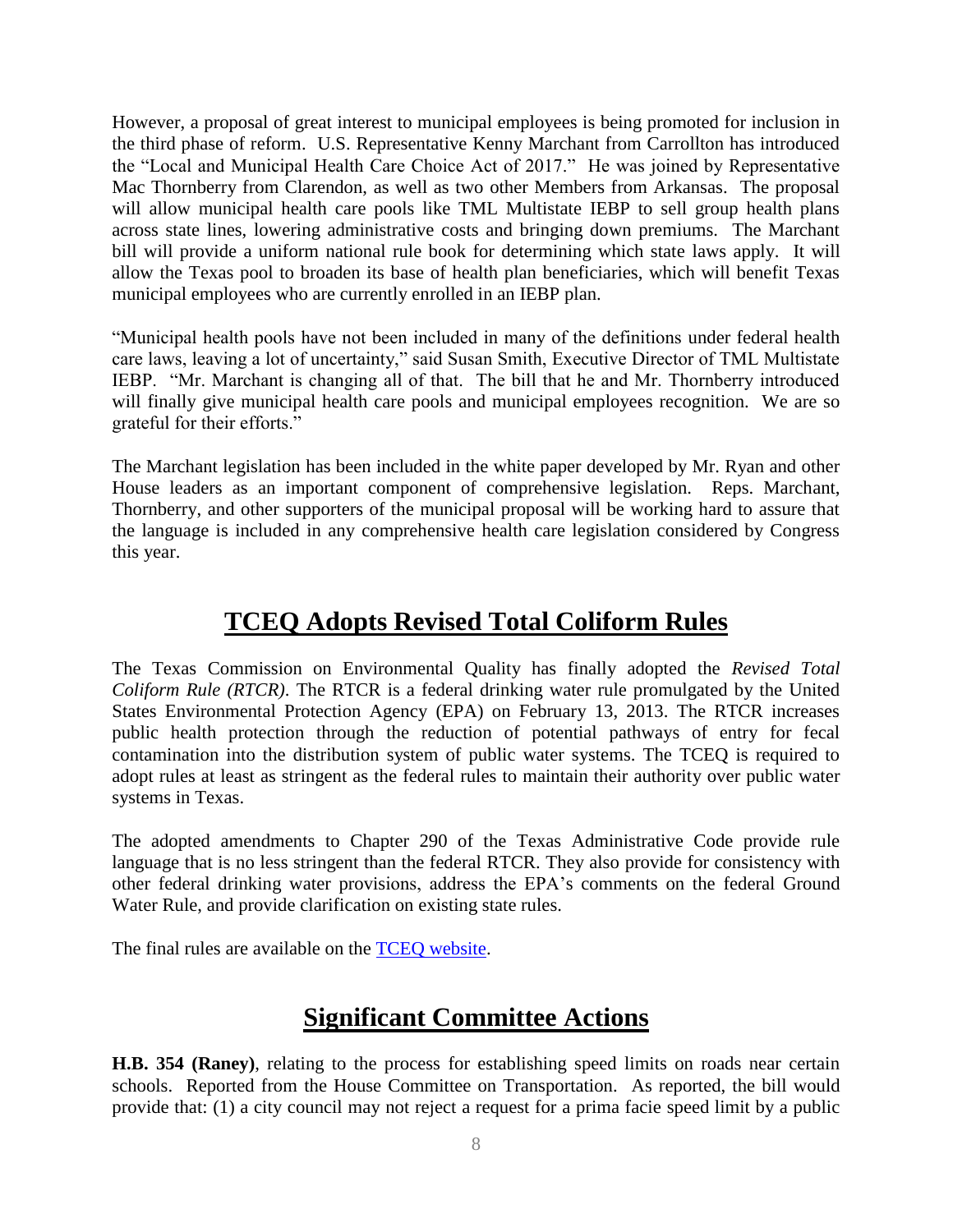However, a proposal of great interest to municipal employees is being promoted for inclusion in the third phase of reform. U.S. Representative Kenny Marchant from Carrollton has introduced the "Local and Municipal Health Care Choice Act of 2017." He was joined by Representative Mac Thornberry from Clarendon, as well as two other Members from Arkansas. The proposal will allow municipal health care pools like TML Multistate IEBP to sell group health plans across state lines, lowering administrative costs and bringing down premiums. The Marchant bill will provide a uniform national rule book for determining which state laws apply. It will allow the Texas pool to broaden its base of health plan beneficiaries, which will benefit Texas municipal employees who are currently enrolled in an IEBP plan.

"Municipal health pools have not been included in many of the definitions under federal health care laws, leaving a lot of uncertainty," said Susan Smith, Executive Director of TML Multistate IEBP. "Mr. Marchant is changing all of that. The bill that he and Mr. Thornberry introduced will finally give municipal health care pools and municipal employees recognition. We are so grateful for their efforts."

The Marchant legislation has been included in the white paper developed by Mr. Ryan and other House leaders as an important component of comprehensive legislation. Reps. Marchant, Thornberry, and other supporters of the municipal proposal will be working hard to assure that the language is included in any comprehensive health care legislation considered by Congress this year.

## TCEQ Adopts Revised Total Coliform Rules

The Texas Commission on Environmental Quality has finally adopted the *Revised Total Coliform Rule (RTCR)*. The RTCR is a federal drinking water rule promulgated by the United States Environmental Protection Agency (EPA) on February 13, 2013. The RTCR increases public health protection through the reduction of potential pathways of entry for fecal contamination into the distribution system of public water systems. The TCEQ is required to adopt rules at least as stringent as the federal rules to maintain their authority over public water systems in Texas.

The adopted amendments to Chapter 290 of the Texas Administrative Code provide rule language that is no less stringent than the federal RTCR. They also provide for consistency with other federal drinking water provisions, address the EPA's comments on the federal Ground Water Rule, and provide clarification on existing state rules.

The final rules are available on the TCEQ website.

## Significant Committee Actions

**H.B. 354 (Raney)**, relating to the process for establishing speed limits on roads near certain schools. Reported from the House Committee on Transportation. As reported, the bill would provide that: (1) a city council may not reject a request for a prima facie speed limit by a public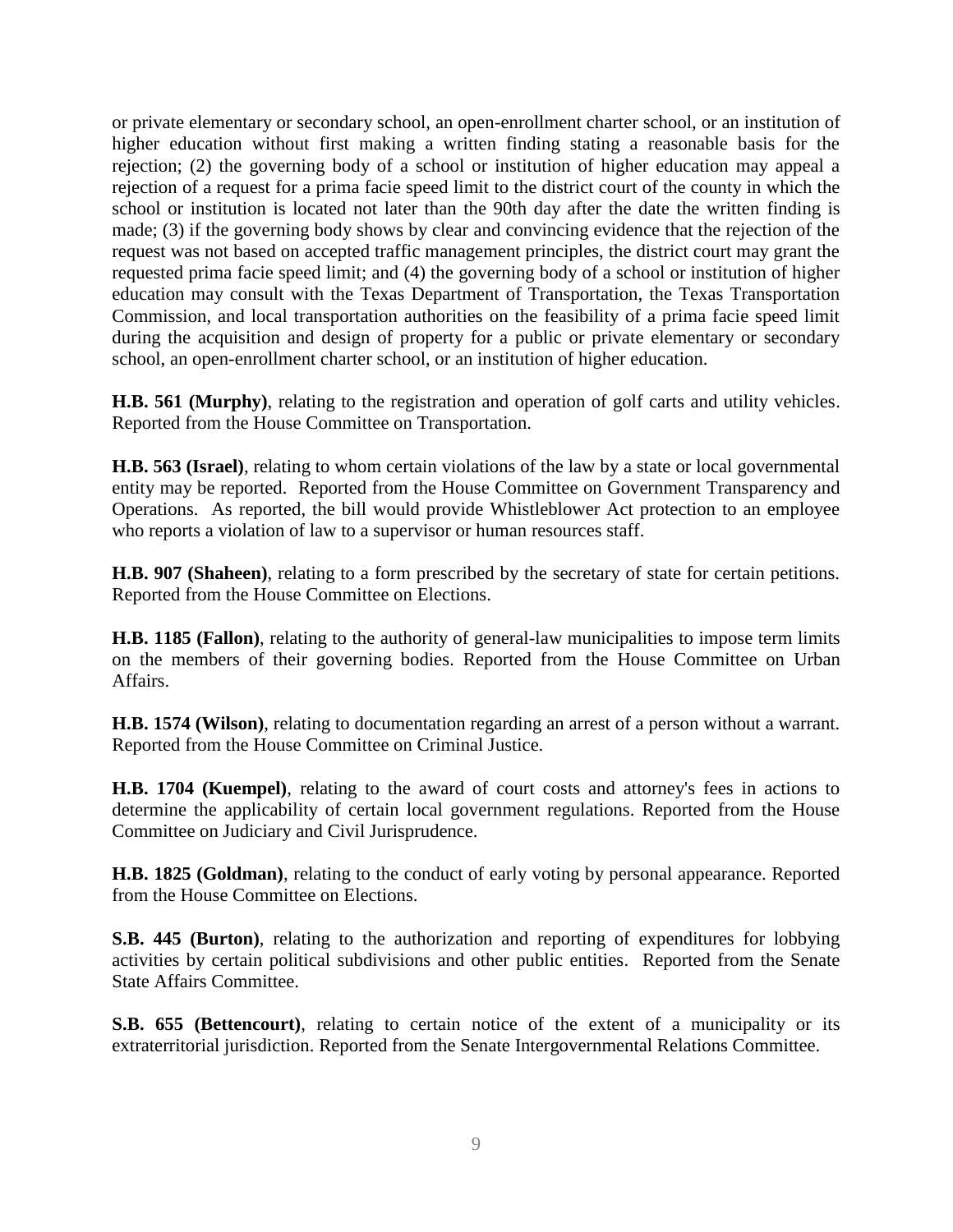or private elementary or secondary school, an open-enrollment charter school, or an institution of higher education without first making a written finding stating a reasonable basis for the rejection; (2) the governing body of a school or institution of higher education may appeal a rejection of a request for a prima facie speed limit to the district court of the county in which the school or institution is located not later than the 90th day after the date the written finding is made; (3) if the governing body shows by clear and convincing evidence that the rejection of the request was not based on accepted traffic management principles, the district court may grant the requested prima facie speed limit; and (4) the governing body of a school or institution of higher education may consult with the Texas Department of Transportation, the Texas Transportation Commission, and local transportation authorities on the feasibility of a prima facie speed limit during the acquisition and design of property for a public or private elementary or secondary school, an open-enrollment charter school, or an institution of higher education.

**H.B. 561 (Murphy)**, relating to the registration and operation of golf carts and utility vehicles. Reported from the House Committee on Transportation.

**H.B. 563 (Israel)**, relating to whom certain violations of the law by a state or local governmental entity may be reported. Reported from the House Committee on Government Transparency and Operations. As reported, the bill would provide Whistleblower Act protection to an employee who reports a violation of law to a supervisor or human resources staff.

**H.B. 907 (Shaheen)**, relating to a form prescribed by the secretary of state for certain petitions. Reported from the House Committee on Elections.

**H.B. 1185 (Fallon)**, relating to the authority of general-law municipalities to impose term limits on the members of their governing bodies. Reported from the House Committee on Urban Affairs.

**H.B. 1574 (Wilson)**, relating to documentation regarding an arrest of a person without a warrant. Reported from the House Committee on Criminal Justice.

**H.B. 1704 (Kuempel)**, relating to the award of court costs and attorney's fees in actions to determine the applicability of certain local government regulations. Reported from the House Committee on Judiciary and Civil Jurisprudence.

**H.B. 1825 (Goldman)**, relating to the conduct of early voting by personal appearance. Reported from the House Committee on Elections.

**S.B. 445 (Burton)**, relating to the authorization and reporting of expenditures for lobbying activities by certain political subdivisions and other public entities. Reported from the Senate State Affairs Committee.

**S.B. 655 (Bettencourt)**, relating to certain notice of the extent of a municipality or its extraterritorial jurisdiction. Reported from the Senate Intergovernmental Relations Committee.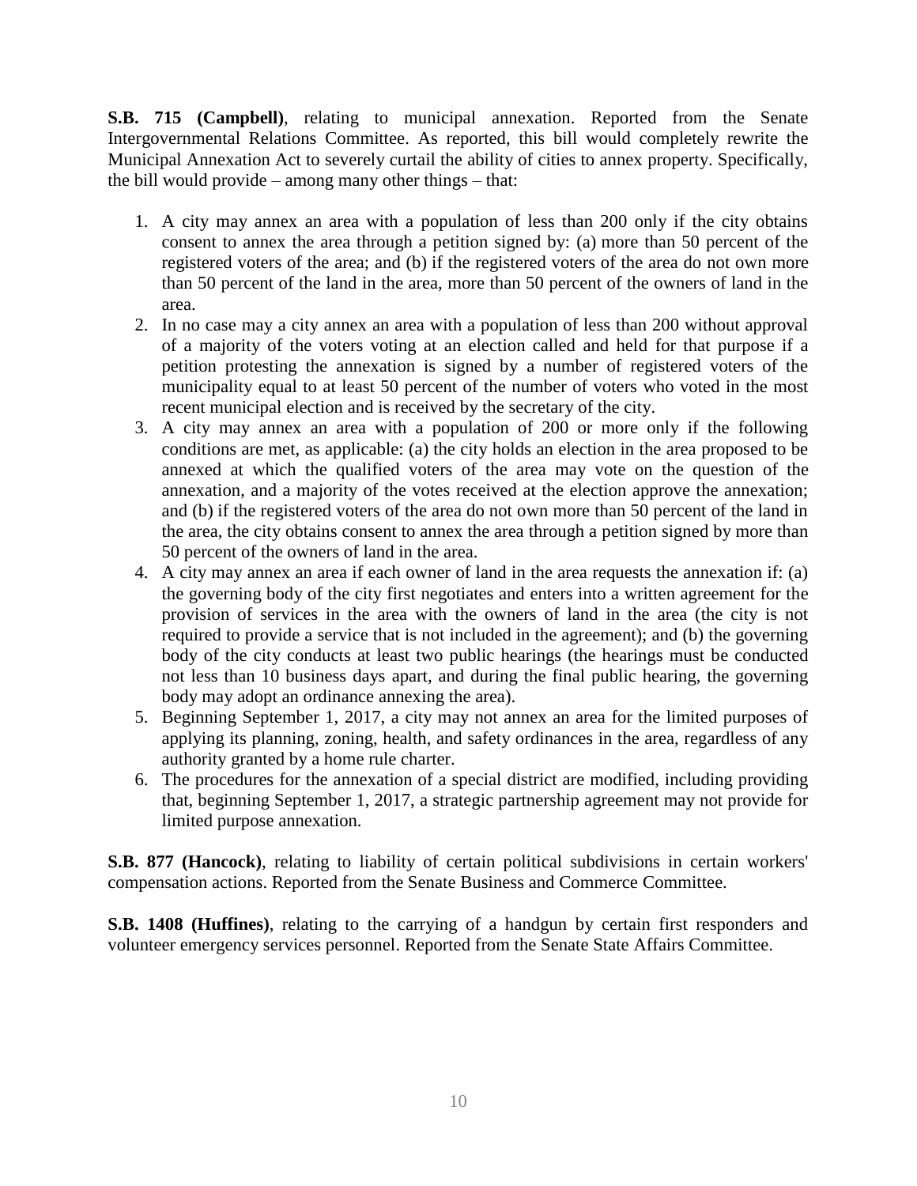**S.B. 715 (Campbell)**, relating to municipal annexation. Reported from the Senate Intergovernmental Relations Committee. As reported, this bill would completely rewrite the Municipal Annexation Act to severely curtail the ability of cities to annex property. Specifically, the bill would provide – among many other things – that:

1. A city may annex an area with a population of less than 200 only if the city obtains consent to annex the area through a petition signed by: (a) more than 50 percent of the registered voters of the area; and (b) if the registered voters of the area do not own more than 50 percent of the land in the area, more than 50 percent of the owners of land in the area.
2. In no case may a city annex an area with a population of less than 200 without approval of a majority of the voters voting at an election called and held for that purpose if a petition protesting the annexation is signed by a number of registered voters of the municipality equal to at least 50 percent of the number of voters who voted in the most recent municipal election and is received by the secretary of the city.
3. A city may annex an area with a population of 200 or more only if the following conditions are met, as applicable: (a) the city holds an election in the area proposed to be annexed at which the qualified voters of the area may vote on the question of the annexation, and a majority of the votes received at the election approve the annexation; and (b) if the registered voters of the area do not own more than 50 percent of the land in the area, the city obtains consent to annex the area through a petition signed by more than 50 percent of the owners of land in the area.
4. A city may annex an area if each owner of land in the area requests the annexation if: (a) the governing body of the city first negotiates and enters into a written agreement for the provision of services in the area with the owners of land in the area (the city is not required to provide a service that is not included in the agreement); and (b) the governing body of the city conducts at least two public hearings (the hearings must be conducted not less than 10 business days apart, and during the final public hearing, the governing body may adopt an ordinance annexing the area).
5. Beginning September 1, 2017, a city may not annex an area for the limited purposes of applying its planning, zoning, health, and safety ordinances in the area, regardless of any authority granted by a home rule charter.
6. The procedures for the annexation of a special district are modified, including providing that, beginning September 1, 2017, a strategic partnership agreement may not provide for limited purpose annexation.

**S.B. 877 (Hancock)**, relating to liability of certain political subdivisions in certain workers' compensation actions. Reported from the Senate Business and Commerce Committee.

**S.B. 1408 (Huffines)**, relating to the carrying of a handgun by certain first responders and volunteer emergency services personnel. Reported from the Senate State Affairs Committee.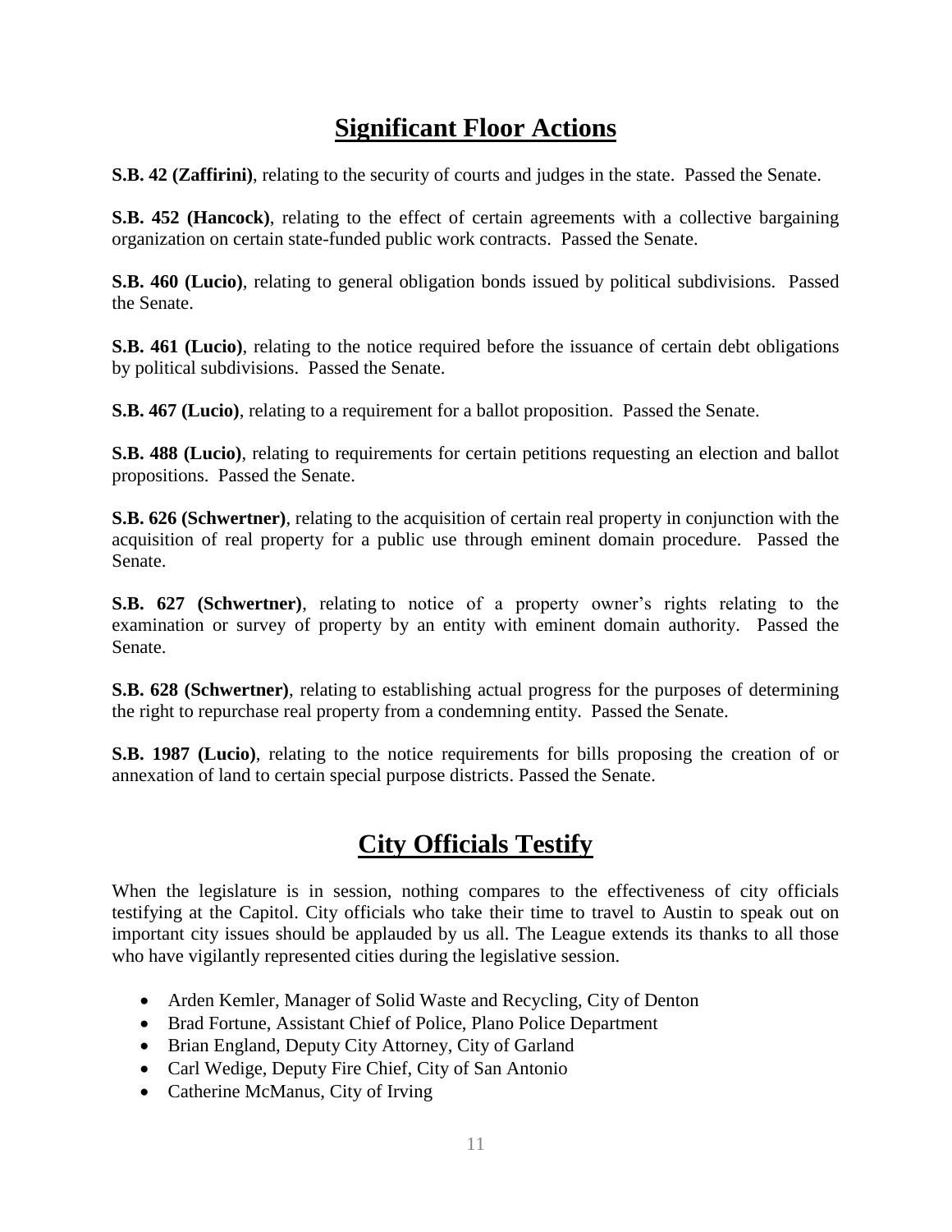## Significant Floor Actions

**S.B. 42 (Zaffirini)**, relating to the security of courts and judges in the state. Passed the Senate.

**S.B. 452 (Hancock)**, relating to the effect of certain agreements with a collective bargaining organization on certain state-funded public work contracts. Passed the Senate.

**S.B. 460 (Lucio)**, relating to general obligation bonds issued by political subdivisions. Passed the Senate.

**S.B. 461 (Lucio)**, relating to the notice required before the issuance of certain debt obligations by political subdivisions. Passed the Senate.

**S.B. 467 (Lucio)**, relating to a requirement for a ballot proposition. Passed the Senate.

**S.B. 488 (Lucio)**, relating to requirements for certain petitions requesting an election and ballot propositions. Passed the Senate.

**S.B. 626 (Schwertner)**, relating to the acquisition of certain real property in conjunction with the acquisition of real property for a public use through eminent domain procedure. Passed the Senate.

**S.B. 627 (Schwertner)**, relating to notice of a property owner's rights relating to the examination or survey of property by an entity with eminent domain authority. Passed the Senate.

**S.B. 628 (Schwertner)**, relating to establishing actual progress for the purposes of determining the right to repurchase real property from a condemning entity. Passed the Senate.

**S.B. 1987 (Lucio)**, relating to the notice requirements for bills proposing the creation of or annexation of land to certain special purpose districts. Passed the Senate.

## City Officials Testify

When the legislature is in session, nothing compares to the effectiveness of city officials testifying at the Capitol. City officials who take their time to travel to Austin to speak out on important city issues should be applauded by us all. The League extends its thanks to all those who have vigilantly represented cities during the legislative session.

- Arden Kemler, Manager of Solid Waste and Recycling, City of Denton
- Brad Fortune, Assistant Chief of Police, Plano Police Department
- Brian England, Deputy City Attorney, City of Garland
- Carl Wedige, Deputy Fire Chief, City of San Antonio
- Catherine McManus, City of Irving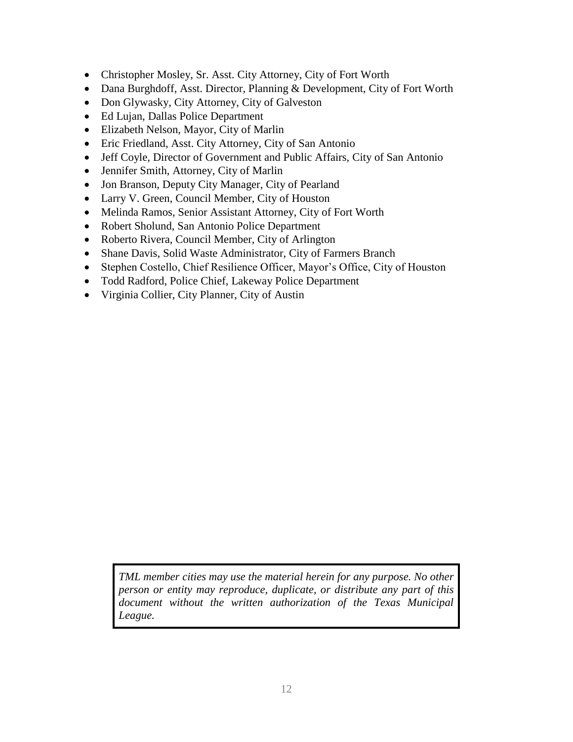- Christopher Mosley, Sr. Asst. City Attorney, City of Fort Worth
- Dana Burghdoff, Asst. Director, Planning & Development, City of Fort Worth
- Don Glywasky, City Attorney, City of Galveston
- Ed Lujan, Dallas Police Department
- Elizabeth Nelson, Mayor, City of Marlin
- Eric Friedland, Asst. City Attorney, City of San Antonio
- Jeff Coyle, Director of Government and Public Affairs, City of San Antonio
- Jennifer Smith, Attorney, City of Marlin
- Jon Branson, Deputy City Manager, City of Pearland
- Larry V. Green, Council Member, City of Houston
- Melinda Ramos, Senior Assistant Attorney, City of Fort Worth
- Robert Sholund, San Antonio Police Department
- Roberto Rivera, Council Member, City of Arlington
- Shane Davis, Solid Waste Administrator, City of Farmers Branch
- Stephen Costello, Chief Resilience Officer, Mayor's Office, City of Houston
- Todd Radford, Police Chief, Lakeway Police Department
- Virginia Collier, City Planner, City of Austin

*TML member cities may use the material herein for any purpose. No other person or entity may reproduce, duplicate, or distribute any part of this document without the written authorization of the Texas Municipal League.*